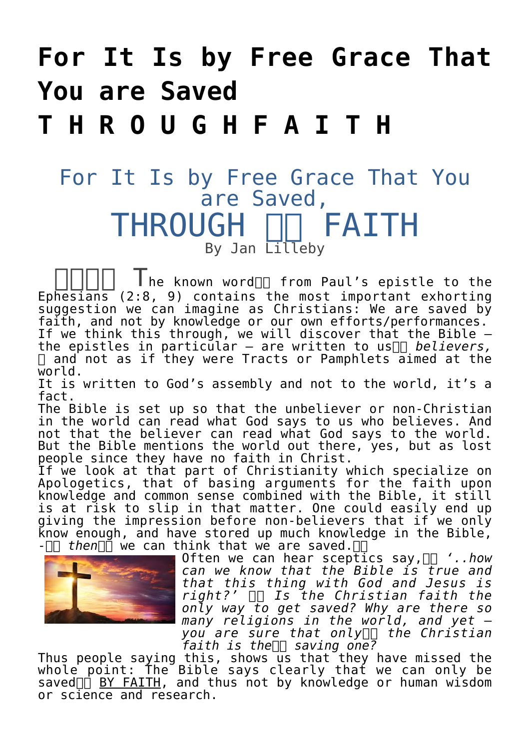# For It Is by Free Grace That You are Saved T H R O U G H F A I T H

## For It Is by Free Grace That You are Saved, THROUGH FAITH

By Jan Lilleby

The known word from Paul's epistle to the Ephesians (2:8, 9) contains the most important exhorting suggestion we can imagine as Christians: We are saved by faith, and not by knowledge or our own efforts/performances. If we think this through, we will discover that the Bible – the epistles in particular – are written to us *believers,* and not as if they were Tracts or Pamphlets aimed at the world.

It is written to God's assembly and not to the world, it's a fact.

The Bible is set up so that the unbeliever or non-Christian in the world can read what God says to us who believes. And not that the believer can read what God says to the world. But the Bible mentions the world out there, yes, but as lost people since they have no faith in Christ.

If we look at that part of Christianity which specialize on Apologetics, that of basing arguments for the faith upon knowledge and common sense combined with the Bible, it still is at risk to slip in that matter. One could easily end up giving the impression before non-believers that if we only know enough, and have stored up much knowledge in the Bible, - *then* we can think that we are saved.

Often we can hear sceptics say, *'..how can we know that the Bible is true and that this thing with God and Jesus is right?' Is the Christian faith the only way to get saved? Why are there so many religions in the world, and yet – you are sure that only the Christian faith is the saving one?*

Thus people saying this, shows us that they have missed the whole point: The Bible says clearly that we can only be saved BY FAITH, and thus not by knowledge or human wisdom or science and research.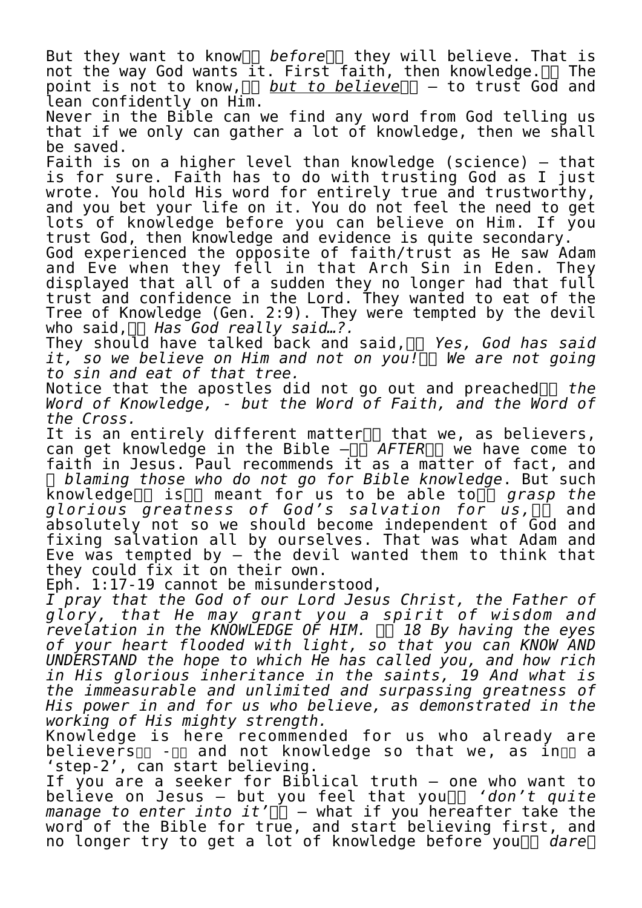But they want to know *before* they will believe. That is not the way God wants it. First faith, then knowledge. The point is not to know, *but to believe* – to trust God and lean confidently on Him.

Never in the Bible can we find any word from God telling us that if we only can gather a lot of knowledge, then we shall be saved.

Faith is on a higher level than knowledge (science) – that is for sure. Faith has to do with trusting God as I just wrote. You hold His word for entirely true and trustworthy, and you bet your life on it. You do not feel the need to get lots of knowledge before you can believe on Him. If you trust God, then knowledge and evidence is quite secondary.

God experienced the opposite of faith/trust as He saw Adam and Eve when they fell in that Arch Sin in Eden. They displayed that all of a sudden they no longer had that full trust and confidence in the Lord. They wanted to eat of the Tree of Knowledge (Gen. 2:9). They were tempted by the devil who said, *Has God really said…?.*

They should have talked back and said, *Yes, God has said it, so we believe on Him and not on you! We are not going to sin and eat of that tree.*

Notice that the apostles did not go out and preached *the Word of Knowledge, - but the Word of Faith, and the Word of the Cross.*

It is an entirely different matter that we, as believers, can get knowledge in the Bible – *AFTER* we have come to faith in Jesus. Paul recommends it as a matter of fact, and *blaming those who do not go for Bible knowledge*. But such knowledge is meant for us to be able to *grasp the glorious greatness of God's salvation for us,* and absolutely not so we should become independent of God and fixing salvation all by ourselves. That was what Adam and Eve was tempted by – the devil wanted them to think that they could fix it on their own.

Eph. 1:17-19 cannot be misunderstood,

*I pray that the God of our Lord Jesus Christ, the Father of glory, that He may grant you a spirit of wisdom and revelation in the KNOWLEDGE OF HIM. 18 By having the eyes of your heart flooded with light, so that you can KNOW AND UNDERSTAND the hope to which He has called you, and how rich in His glorious inheritance in the saints, 19 And what is the immeasurable and unlimited and surpassing greatness of His power in and for us who believe, as demonstrated in the working of His mighty strength.*

Knowledge is here recommended for us who already are believers - and not knowledge so that we, as in a 'step-2', can start believing.

If you are a seeker for Biblical truth – one who want to believe on Jesus – but you feel that you *'don't quite manage to enter into it'* – what if you hereafter take the word of the Bible for true, and start believing first, and no longer try to get a lot of knowledge before you *dare*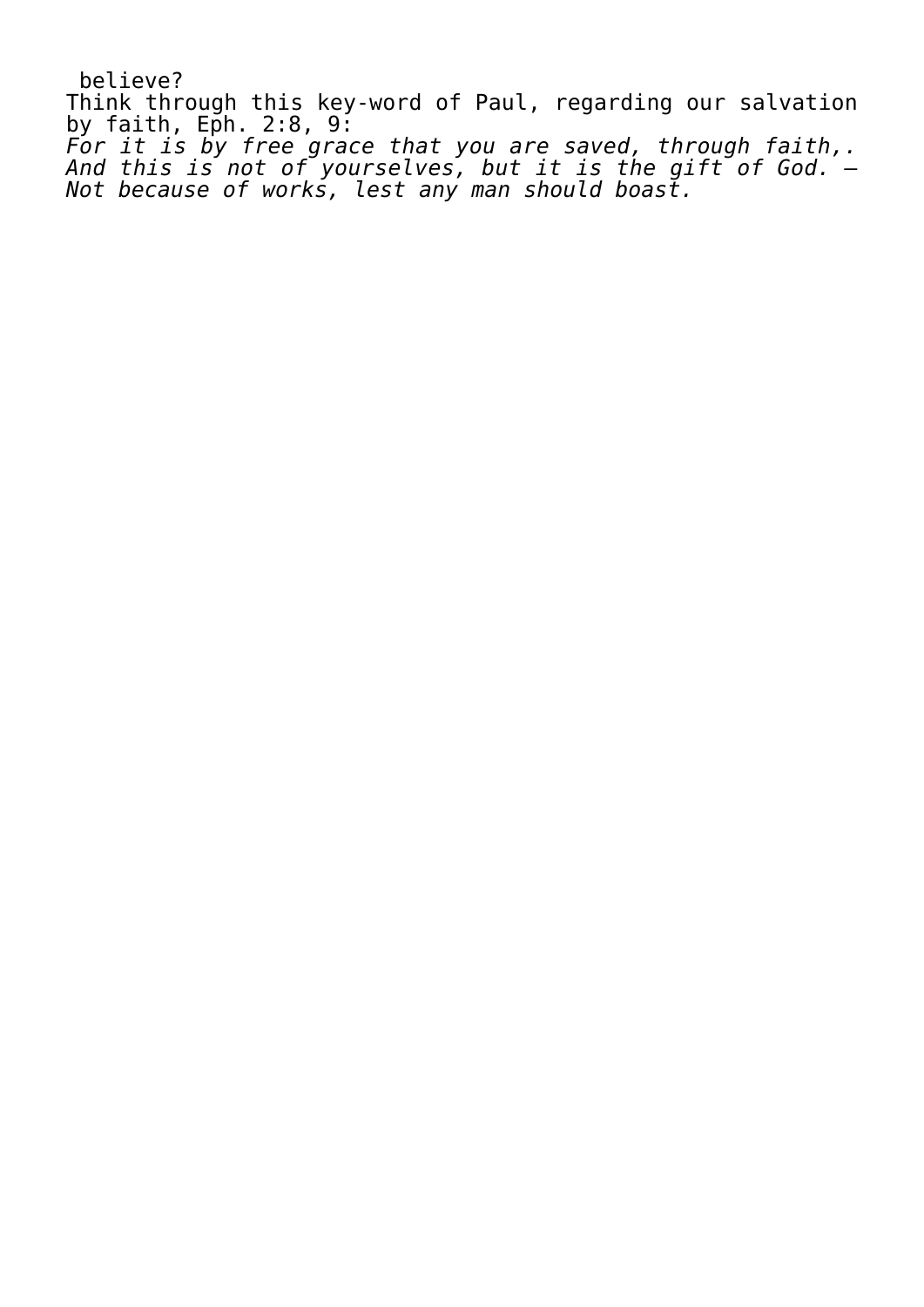believe?

Think through this key-word of Paul, regarding our salvation by faith, Eph. 2:8, 9:

*For it is by free grace that you are saved, through faith,. And this is not of yourselves, but it is the gift of God. — Not because of works, lest any man should boast.*